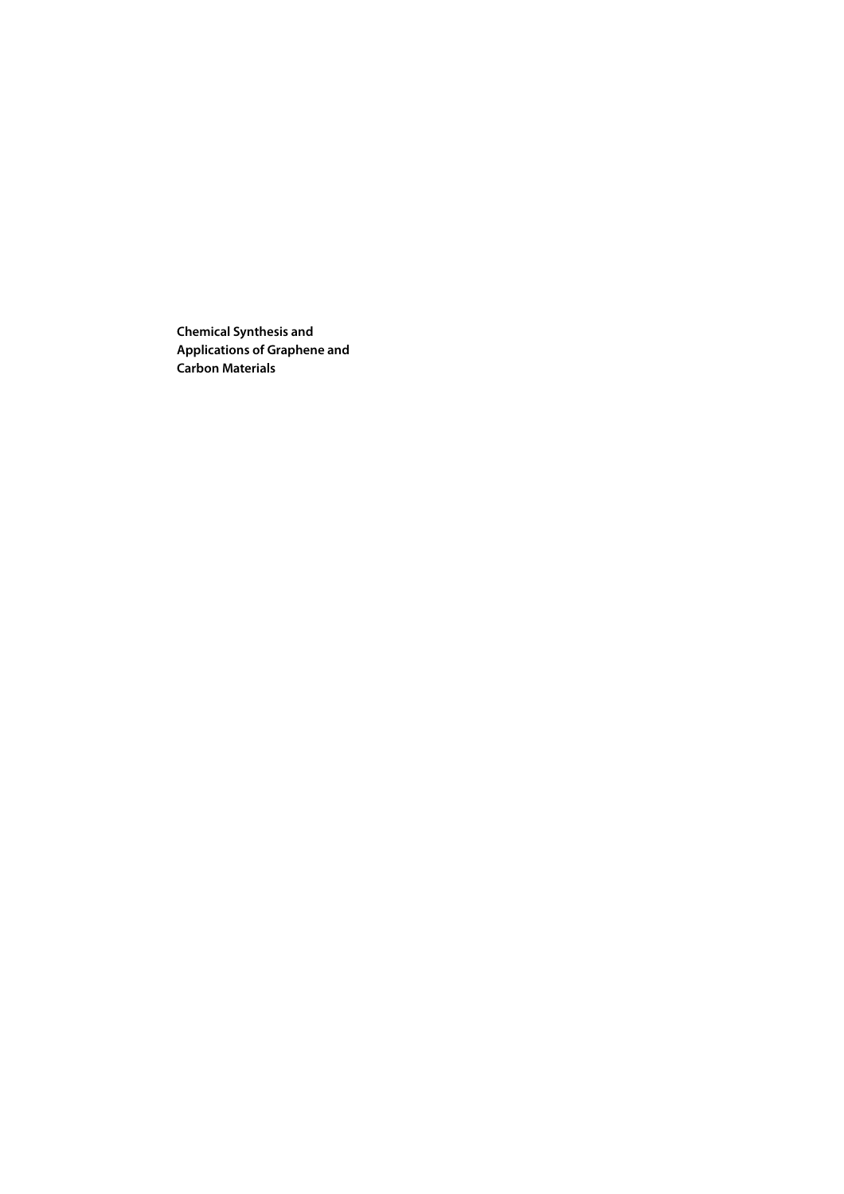**Chemical Synthesis and Applications of Graphene and Carbon Materials**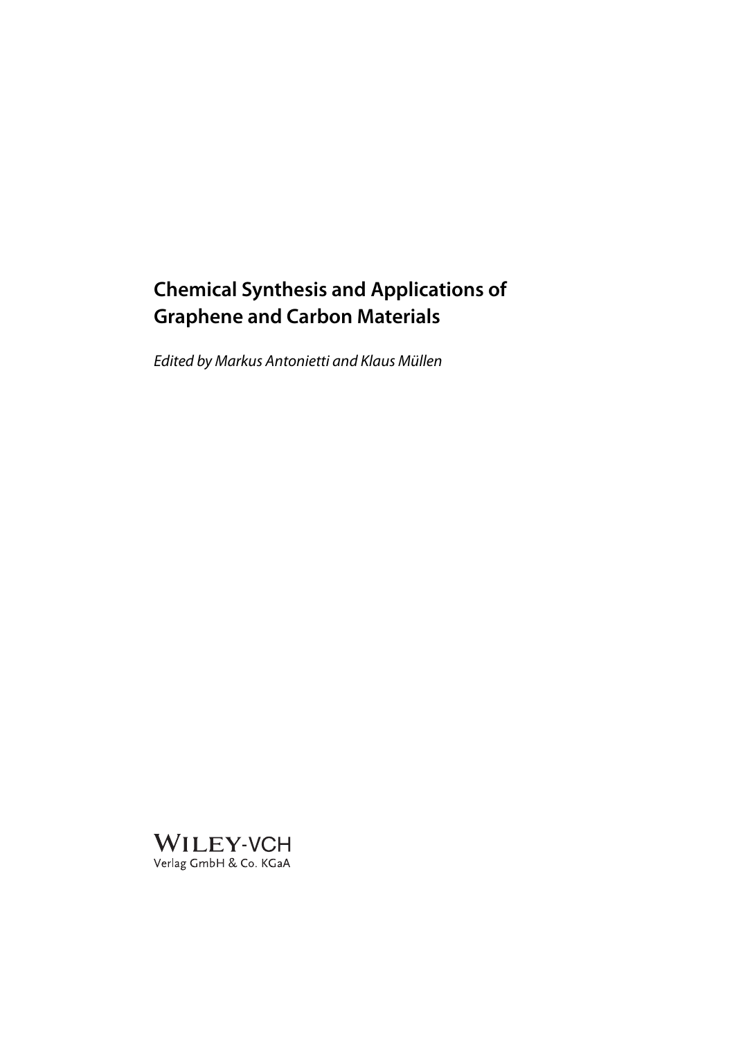# Chemical Synthesis and Applications of Graphene and Carbon Materials

*Edited by Markus Antonietti and Klaus Müllen*

WILEY-VCH
Verlag GmbH & Co. KGaA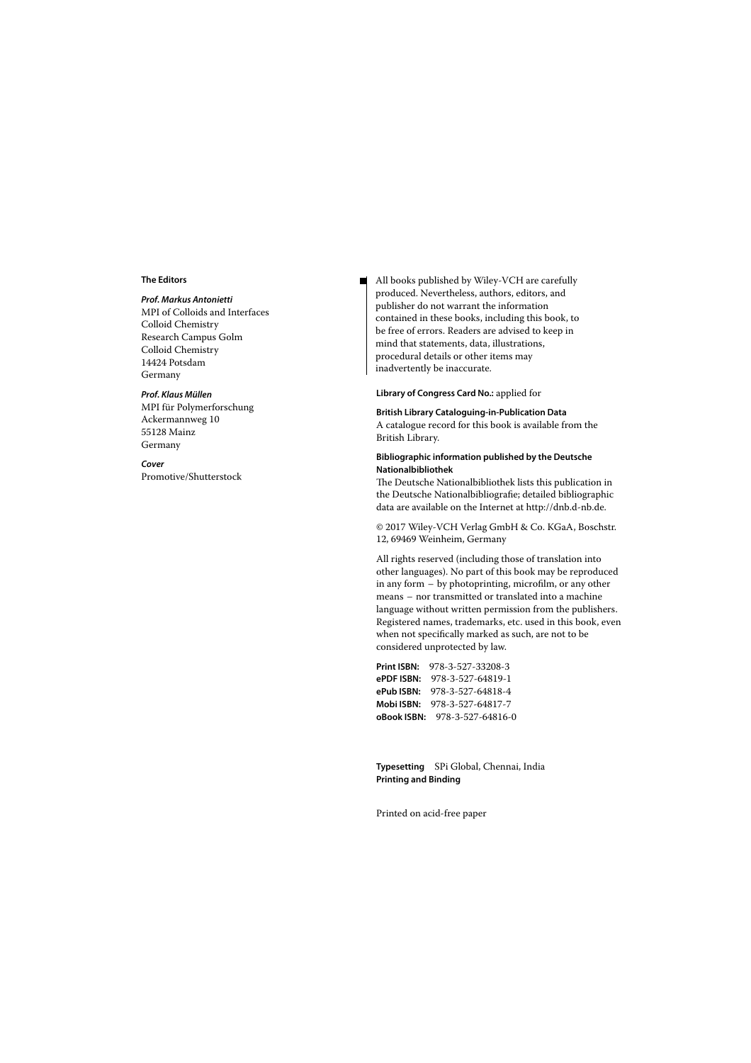**The Editors**

***Prof. Markus Antonietti***
MPI of Colloids and Interfaces
Colloid Chemistry
Research Campus Golm
Colloid Chemistry
14424 Potsdam
Germany

***Prof. Klaus Müllen***
MPI für Polymerforschung
Ackermannweg 10
55128 Mainz
Germany

***Cover***
Promotive/Shutterstock

All books published by Wiley-VCH are carefully produced. Nevertheless, authors, editors, and publisher do not warrant the information contained in these books, including this book, to be free of errors. Readers are advised to keep in mind that statements, data, illustrations, procedural details or other items may inadvertently be inaccurate.

**Library of Congress Card No.:** applied for

**British Library Cataloguing-in-Publication Data**
A catalogue record for this book is available from the British Library.

**Bibliographic information published by the Deutsche Nationalbibliothek**
The Deutsche Nationalbibliothek lists this publication in the Deutsche Nationalbibliografie; detailed bibliographic data are available on the Internet at http://dnb.d-nb.de.

© 2017 Wiley-VCH Verlag GmbH & Co. KGaA, Boschstr. 12, 69469 Weinheim, Germany

All rights reserved (including those of translation into other languages). No part of this book may be reproduced in any form – by photoprinting, microfilm, or any other means – nor transmitted or translated into a machine language without written permission from the publishers. Registered names, trademarks, etc. used in this book, even when not specifically marked as such, are not to be considered unprotected by law.

**Print ISBN:** 978-3-527-33208-3
**ePDF ISBN:** 978-3-527-64819-1
**ePub ISBN:** 978-3-527-64818-4
**Mobi ISBN:** 978-3-527-64817-7
**oBook ISBN:** 978-3-527-64816-0

**Typesetting** SPi Global, Chennai, India
**Printing and Binding**

Printed on acid-free paper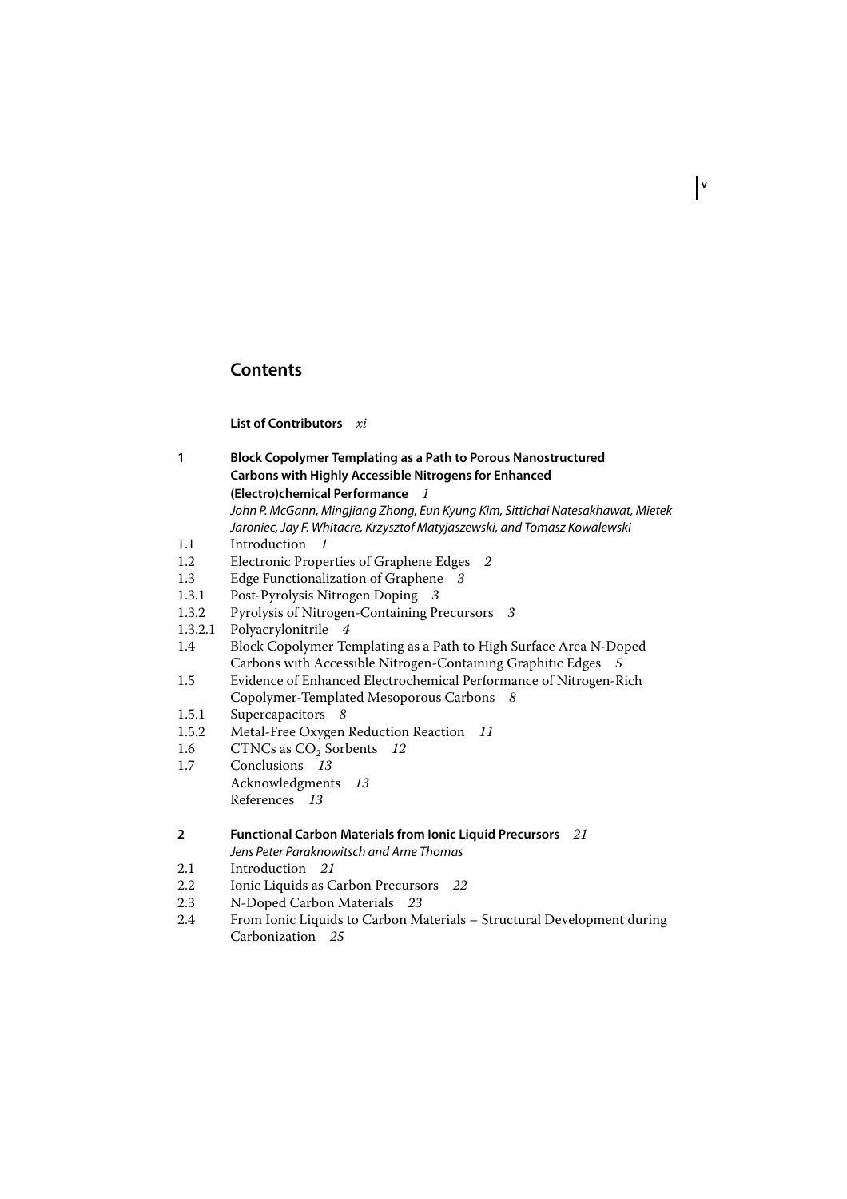# Contents

**List of Contributors** *xi*

**1 Block Copolymer Templating as a Path to Porous Nanostructured Carbons with Highly Accessible Nitrogens for Enhanced (Electro)chemical Performance** *1*
*John P. McGann, Mingjiang Zhong, Eun Kyung Kim, Sittichai Natesakhawat, Mietek Jaroniec, Jay F. Whitacre, Krzysztof Matyjaszewski, and Tomasz Kowalewski*

1.1 Introduction *1*
1.2 Electronic Properties of Graphene Edges *2*
1.3 Edge Functionalization of Graphene *3*
1.3.1 Post-Pyrolysis Nitrogen Doping *3*
1.3.2 Pyrolysis of Nitrogen-Containing Precursors *3*
1.3.2.1 Polyacrylonitrile *4*
1.4 Block Copolymer Templating as a Path to High Surface Area N-Doped Carbons with Accessible Nitrogen-Containing Graphitic Edges *5*
1.5 Evidence of Enhanced Electrochemical Performance of Nitrogen-Rich Copolymer-Templated Mesoporous Carbons *8*
1.5.1 Supercapacitors *8*
1.5.2 Metal-Free Oxygen Reduction Reaction *11*
1.6 CTNCs as $CO_2$ Sorbents *12*
1.7 Conclusions *13*
Acknowledgments *13*
References *13*

**2 Functional Carbon Materials from Ionic Liquid Precursors** *21*
*Jens Peter Paraknowitsch and Arne Thomas*

2.1 Introduction *21*
2.2 Ionic Liquids as Carbon Precursors *22*
2.3 N-Doped Carbon Materials *23*
2.4 From Ionic Liquids to Carbon Materials – Structural Development during Carbonization *25*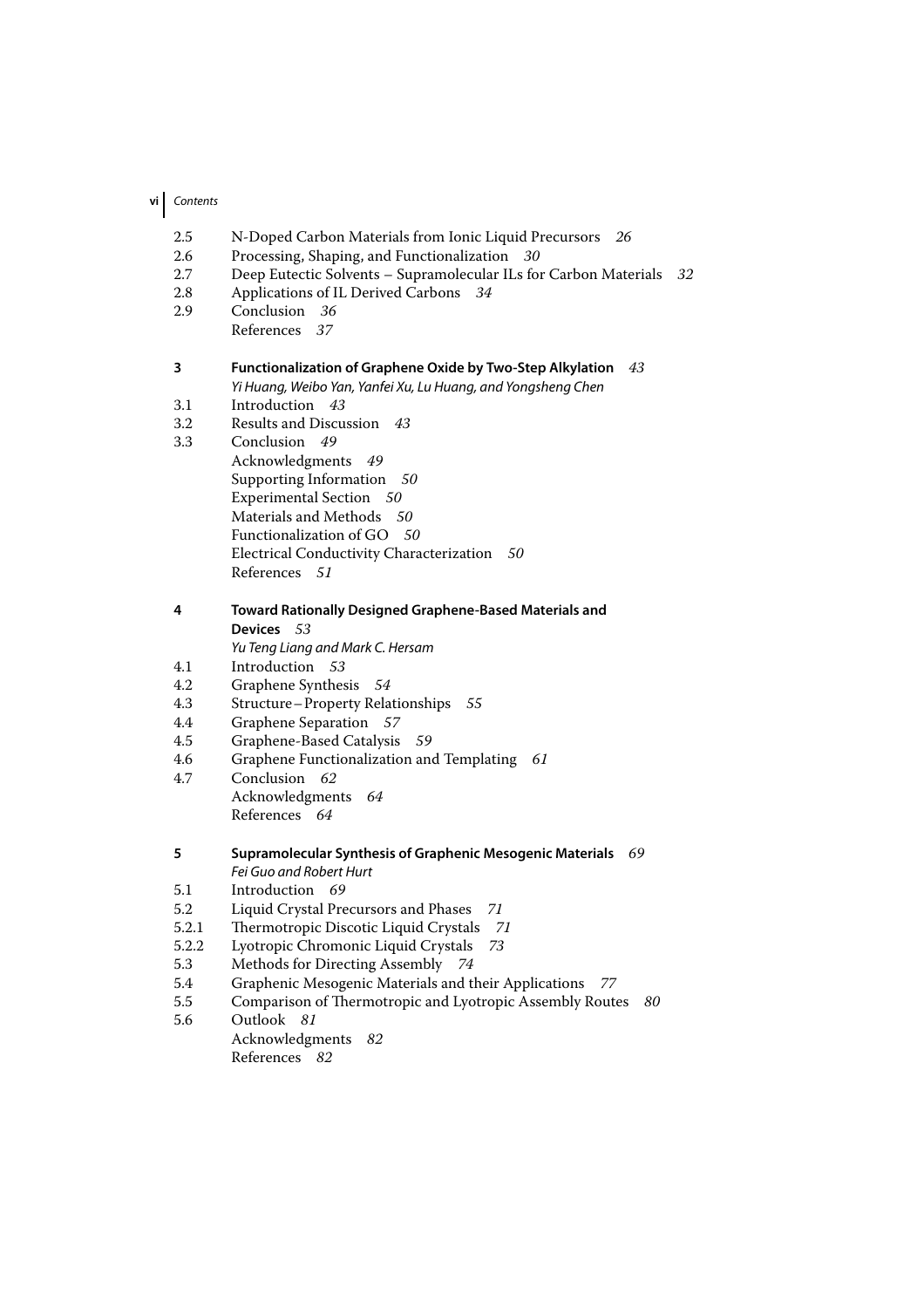2.5 N-Doped Carbon Materials from Ionic Liquid Precursors *26*
2.6 Processing, Shaping, and Functionalization *30*
2.7 Deep Eutectic Solvents – Supramolecular ILs for Carbon Materials *32*
2.8 Applications of IL Derived Carbons *34*
2.9 Conclusion *36*
References *37*

**3 Functionalization of Graphene Oxide by Two-Step Alkylation** *43*
*Yi Huang, Weibo Yan, Yanfei Xu, Lu Huang, and Yongsheng Chen*
3.1 Introduction *43*
3.2 Results and Discussion *43*
3.3 Conclusion *49*
Acknowledgments *49*
Supporting Information *50*
Experimental Section *50*
Materials and Methods *50*
Functionalization of GO *50*
Electrical Conductivity Characterization *50*
References *51*

**4 Toward Rationally Designed Graphene-Based Materials and Devices** *53*
*Yu Teng Liang and Mark C. Hersam*
4.1 Introduction *53*
4.2 Graphene Synthesis *54*
4.3 Structure–Property Relationships *55*
4.4 Graphene Separation *57*
4.5 Graphene-Based Catalysis *59*
4.6 Graphene Functionalization and Templating *61*
4.7 Conclusion *62*
Acknowledgments *64*
References *64*

**5 Supramolecular Synthesis of Graphenic Mesogenic Materials** *69*
*Fei Guo and Robert Hurt*
5.1 Introduction *69*
5.2 Liquid Crystal Precursors and Phases *71*
5.2.1 Thermotropic Discotic Liquid Crystals *71*
5.2.2 Lyotropic Chromonic Liquid Crystals *73*
5.3 Methods for Directing Assembly *74*
5.4 Graphenic Mesogenic Materials and their Applications *77*
5.5 Comparison of Thermotropic and Lyotropic Assembly Routes *80*
5.6 Outlook *81*
Acknowledgments *82*
References *82*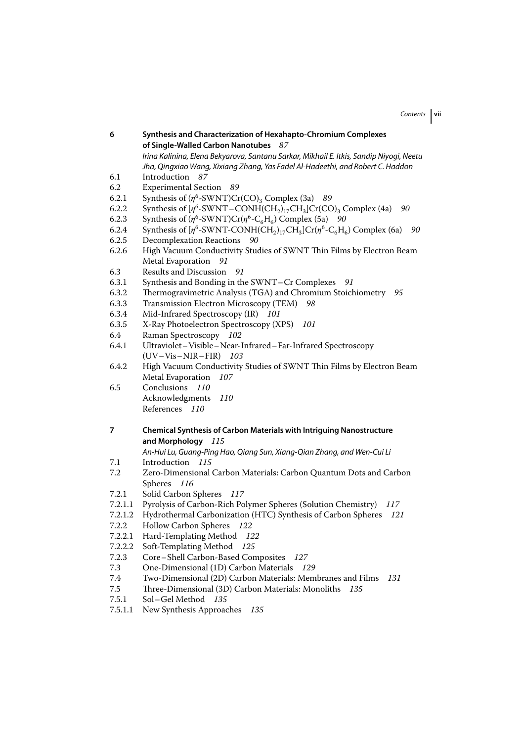**6 Synthesis and Characterization of Hexahapto-Chromium Complexes of Single-Walled Carbon Nanotubes** *87*

*Irina Kalinina, Elena Bekyarova, Santanu Sarkar, Mikhail E. Itkis, Sandip Niyogi, Neetu Jha, Qingxiao Wang, Xixiang Zhang, Yas Fadel Al-Hadeethi, and Robert C. Haddon*

6.1 Introduction *87*
6.2 Experimental Section *89*
6.2.1 Synthesis of ($\eta^6$-SWNT)Cr(CO)$_3$ Complex (3a) *89*
6.2.2 Synthesis of [$\eta^6$-SWNT–CONH(CH$_2$)$_{17}$CH$_3$]Cr(CO)$_3$ Complex (4a) *90*
6.2.3 Synthesis of ($\eta^6$-SWNT)Cr($\eta^6$-C$_6$H$_6$) Complex (5a) *90*
6.2.4 Synthesis of [$\eta^6$-SWNT-CONH(CH$_2$)$_{17}$CH$_3$]Cr($\eta^6$-C$_6$H$_6$) Complex (6a) *90*
6.2.5 Decomplexation Reactions *90*
6.2.6 High Vacuum Conductivity Studies of SWNT Thin Films by Electron Beam Metal Evaporation *91*
6.3 Results and Discussion *91*
6.3.1 Synthesis and Bonding in the SWNT–Cr Complexes *91*
6.3.2 Thermogravimetric Analysis (TGA) and Chromium Stoichiometry *95*
6.3.3 Transmission Electron Microscopy (TEM) *98*
6.3.4 Mid-Infrared Spectroscopy (IR) *101*
6.3.5 X-Ray Photoelectron Spectroscopy (XPS) *101*
6.4 Raman Spectroscopy *102*
6.4.1 Ultraviolet–Visible–Near-Infrared–Far-Infrared Spectroscopy (UV–Vis–NIR–FIR) *103*
6.4.2 High Vacuum Conductivity Studies of SWNT Thin Films by Electron Beam Metal Evaporation *107*
6.5 Conclusions *110*
Acknowledgments *110*
References *110*

**7 Chemical Synthesis of Carbon Materials with Intriguing Nanostructure and Morphology** *115*

*An-Hui Lu, Guang-Ping Hao, Qiang Sun, Xiang-Qian Zhang, and Wen-Cui Li*

7.1 Introduction *115*
7.2 Zero-Dimensional Carbon Materials: Carbon Quantum Dots and Carbon Spheres *116*
7.2.1 Solid Carbon Spheres *117*
7.2.1.1 Pyrolysis of Carbon-Rich Polymer Spheres (Solution Chemistry) *117*
7.2.1.2 Hydrothermal Carbonization (HTC) Synthesis of Carbon Spheres *121*
7.2.2 Hollow Carbon Spheres *122*
7.2.2.1 Hard-Templating Method *122*
7.2.2.2 Soft-Templating Method *125*
7.2.3 Core–Shell Carbon-Based Composites *127*
7.3 One-Dimensional (1D) Carbon Materials *129*
7.4 Two-Dimensional (2D) Carbon Materials: Membranes and Films *131*
7.5 Three-Dimensional (3D) Carbon Materials: Monoliths *135*
7.5.1 Sol–Gel Method *135*
7.5.1.1 New Synthesis Approaches *135*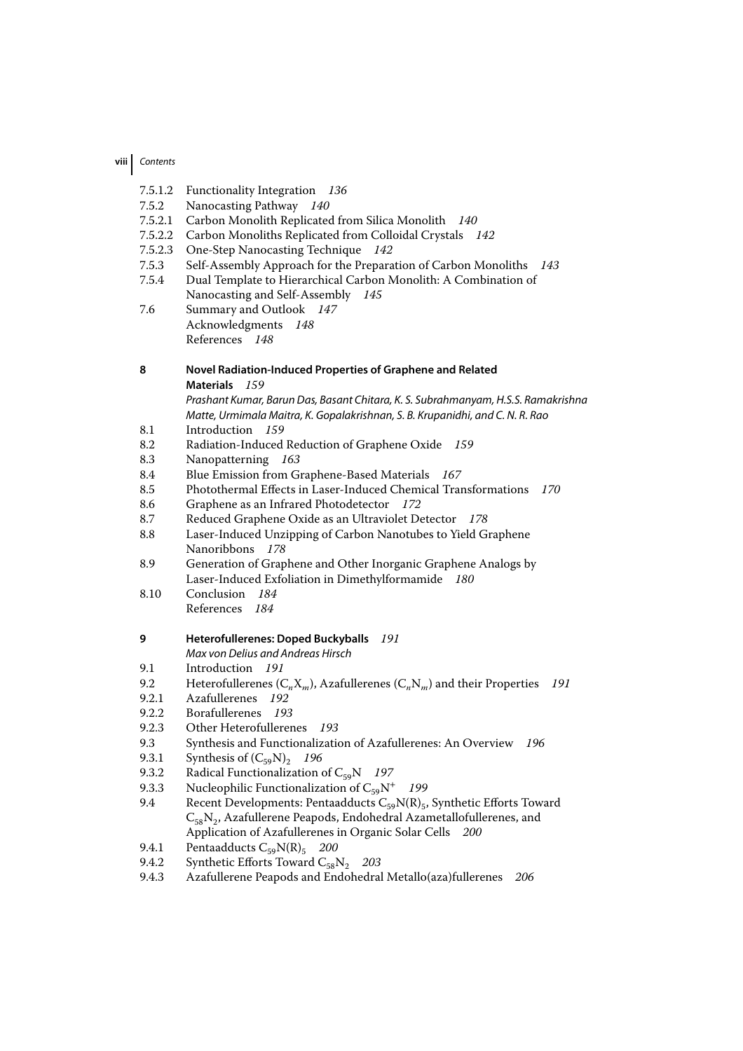7.5.1.2 Functionality Integration *136*
7.5.2 Nanocasting Pathway *140*
7.5.2.1 Carbon Monolith Replicated from Silica Monolith *140*
7.5.2.2 Carbon Monoliths Replicated from Colloidal Crystals *142*
7.5.2.3 One-Step Nanocasting Technique *142*
7.5.3 Self-Assembly Approach for the Preparation of Carbon Monoliths *143*
7.5.4 Dual Template to Hierarchical Carbon Monolith: A Combination of Nanocasting and Self-Assembly *145*
7.6 Summary and Outlook *147*
Acknowledgments *148*
References *148*

**8 Novel Radiation-Induced Properties of Graphene and Related Materials** *159*
*Prashant Kumar, Barun Das, Basant Chitara, K. S. Subrahmanyam, H.S.S. Ramakrishna Matte, Urmimala Maitra, K. Gopalakrishnan, S. B. Krupanidhi, and C. N. R. Rao*

8.1 Introduction *159*
8.2 Radiation-Induced Reduction of Graphene Oxide *159*
8.3 Nanopatterning *163*
8.4 Blue Emission from Graphene-Based Materials *167*
8.5 Photothermal Effects in Laser-Induced Chemical Transformations *170*
8.6 Graphene as an Infrared Photodetector *172*
8.7 Reduced Graphene Oxide as an Ultraviolet Detector *178*
8.8 Laser-Induced Unzipping of Carbon Nanotubes to Yield Graphene Nanoribbons *178*
8.9 Generation of Graphene and Other Inorganic Graphene Analogs by Laser-Induced Exfoliation in Dimethylformamide *180*
8.10 Conclusion *184*
References *184*

**9 Heterofullerenes: Doped Buckyballs** *191*
*Max von Delius and Andreas Hirsch*

9.1 Introduction *191*
9.2 Heterofullerenes ($C_nX_m$), Azafullerenes ($C_nN_m$) and their Properties *191*
9.2.1 Azafullerenes *192*
9.2.2 Borafullerenes *193*
9.2.3 Other Heterofullerenes *193*
9.3 Synthesis and Functionalization of Azafullerenes: An Overview *196*
9.3.1 Synthesis of $(C_{59}N)_2$ *196*
9.3.2 Radical Functionalization of $C_{59}N$ *197*
9.3.3 Nucleophilic Functionalization of $C_{59}N^+$ *199*
9.4 Recent Developments: Pentaadducts $C_{59}N(R)_5$, Synthetic Efforts Toward $C_{58}N_2$, Azafullerene Peapods, Endohedral Azametallofullerenes, and Application of Azafullerenes in Organic Solar Cells *200*
9.4.1 Pentaadducts $C_{59}N(R)_5$ *200*
9.4.2 Synthetic Efforts Toward $C_{58}N_2$ *203*
9.4.3 Azafullerene Peapods and Endohedral Metallo(aza)fullerenes *206*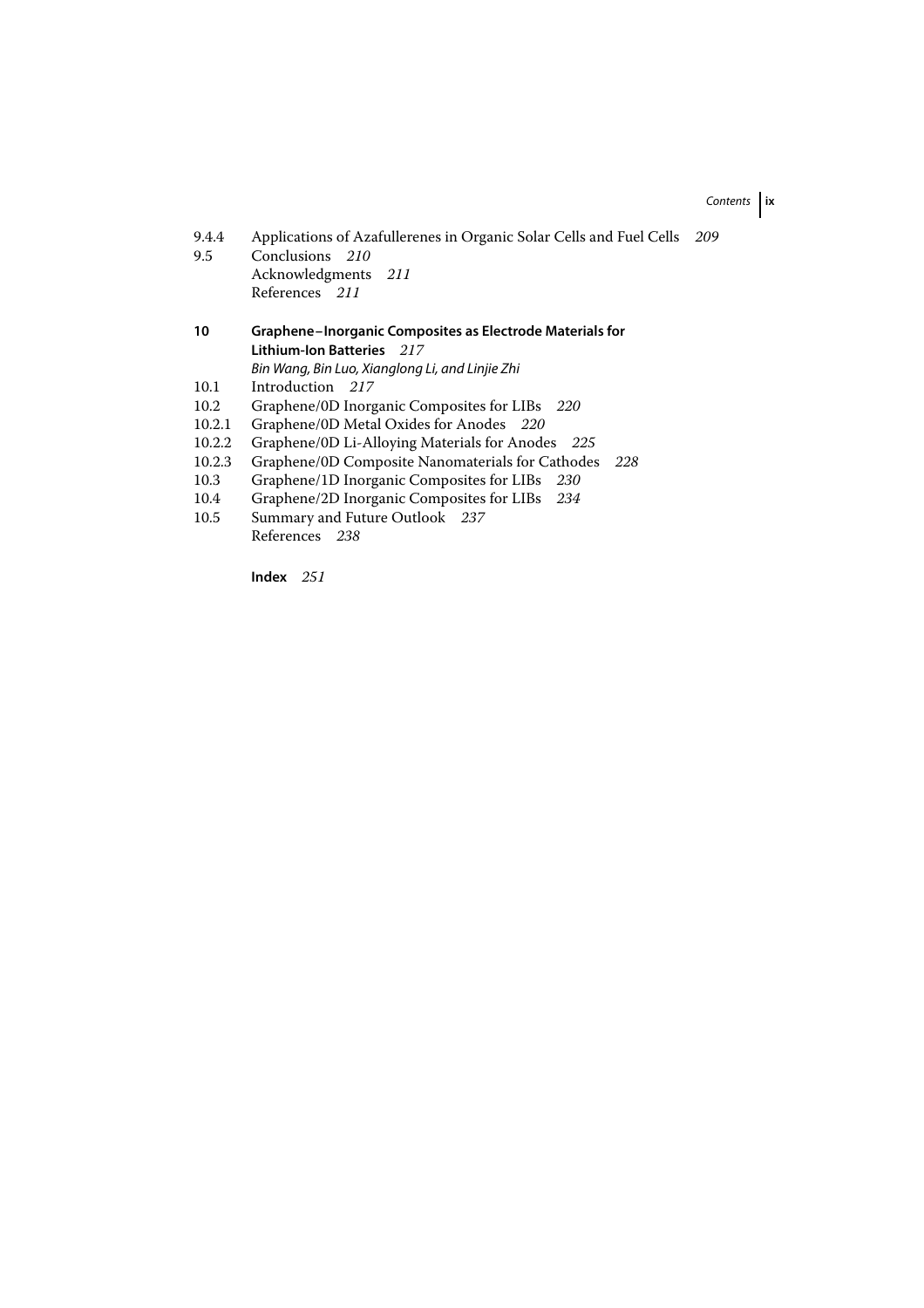9.4.4 Applications of Azafullerenes in Organic Solar Cells and Fuel Cells *209*
9.5 Conclusions *210*
Acknowledgments *211*
References *211*

**10 Graphene–Inorganic Composites as Electrode Materials for Lithium-Ion Batteries** *217*
*Bin Wang, Bin Luo, Xianglong Li, and Linjie Zhi*

10.1 Introduction *217*
10.2 Graphene/0D Inorganic Composites for LIBs *220*
10.2.1 Graphene/0D Metal Oxides for Anodes *220*
10.2.2 Graphene/0D Li-Alloying Materials for Anodes *225*
10.2.3 Graphene/0D Composite Nanomaterials for Cathodes *228*
10.3 Graphene/1D Inorganic Composites for LIBs *230*
10.4 Graphene/2D Inorganic Composites for LIBs *234*
10.5 Summary and Future Outlook *237*
References *238*

**Index** *251*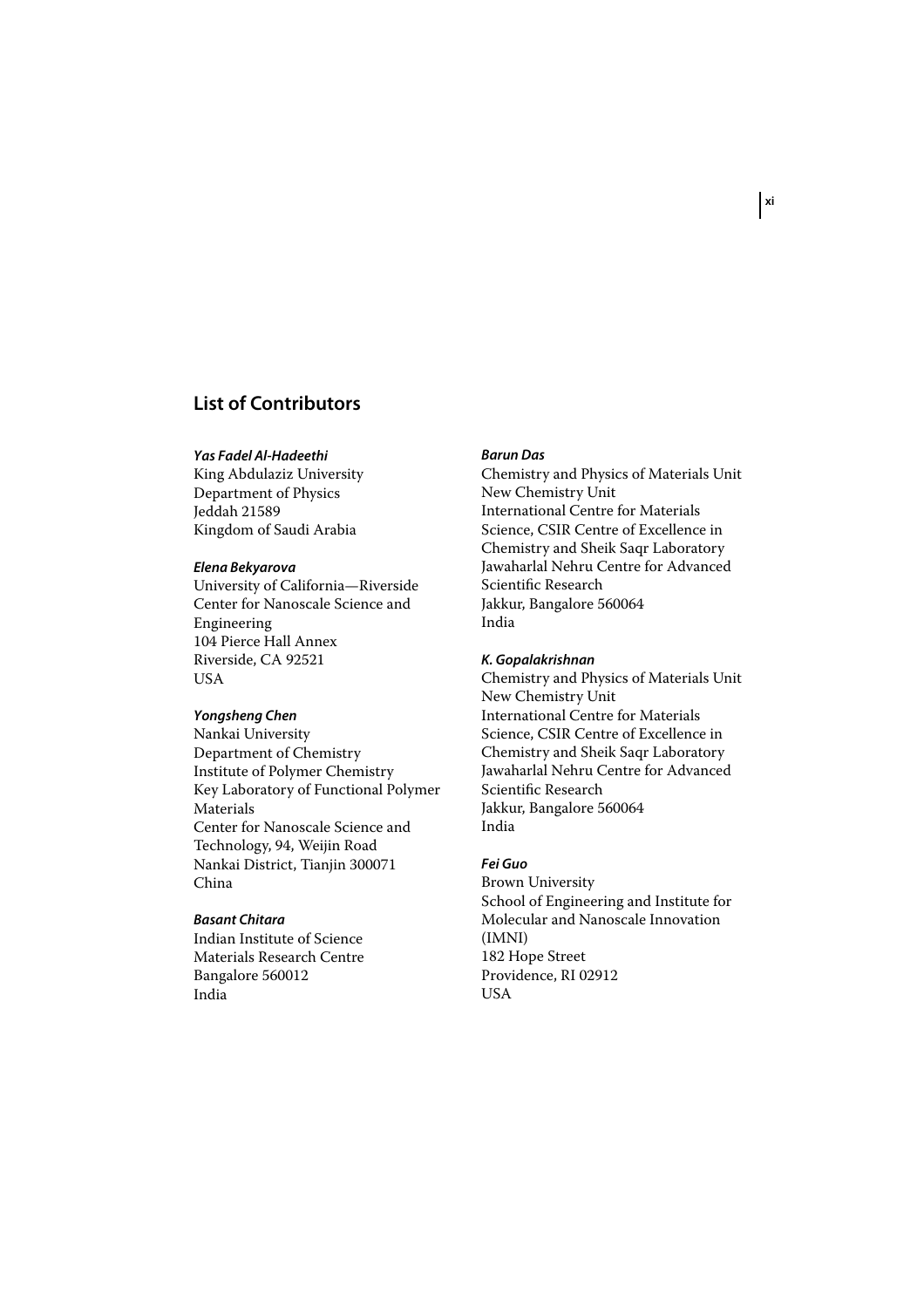## List of Contributors

***Yas Fadel Al-Hadeethi***
King Abdulaziz University
Department of Physics
Jeddah 21589
Kingdom of Saudi Arabia

***Elena Bekyarova***
University of California—Riverside
Center for Nanoscale Science and Engineering
104 Pierce Hall Annex
Riverside, CA 92521
USA

***Yongsheng Chen***
Nankai University
Department of Chemistry
Institute of Polymer Chemistry
Key Laboratory of Functional Polymer Materials
Center for Nanoscale Science and Technology, 94, Weijin Road
Nankai District, Tianjin 300071
China

***Basant Chitara***
Indian Institute of Science
Materials Research Centre
Bangalore 560012
India

***Barun Das***
Chemistry and Physics of Materials Unit
New Chemistry Unit
International Centre for Materials Science, CSIR Centre of Excellence in Chemistry and Sheik Saqr Laboratory
Jawaharlal Nehru Centre for Advanced Scientific Research
Jakkur, Bangalore 560064
India

***K. Gopalakrishnan***
Chemistry and Physics of Materials Unit
New Chemistry Unit
International Centre for Materials Science, CSIR Centre of Excellence in Chemistry and Sheik Saqr Laboratory
Jawaharlal Nehru Centre for Advanced Scientific Research
Jakkur, Bangalore 560064
India

***Fei Guo***
Brown University
School of Engineering and Institute for Molecular and Nanoscale Innovation (IMNI)
182 Hope Street
Providence, RI 02912
USA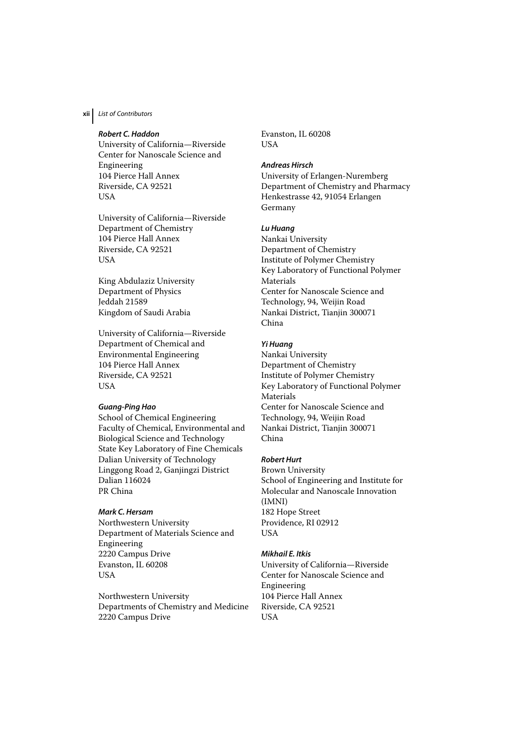***Robert C. Haddon***
University of California—Riverside
Center for Nanoscale Science and Engineering
104 Pierce Hall Annex
Riverside, CA 92521
USA

University of California—Riverside
Department of Chemistry
104 Pierce Hall Annex
Riverside, CA 92521
USA

King Abdulaziz University
Department of Physics
Jeddah 21589
Kingdom of Saudi Arabia

University of California—Riverside
Department of Chemical and Environmental Engineering
104 Pierce Hall Annex
Riverside, CA 92521
USA

***Guang-Ping Hao***
School of Chemical Engineering
Faculty of Chemical, Environmental and Biological Science and Technology
State Key Laboratory of Fine Chemicals
Dalian University of Technology
Linggong Road 2, Ganjingzi District
Dalian 116024
PR China

***Mark C. Hersam***
Northwestern University
Department of Materials Science and Engineering
2220 Campus Drive
Evanston, IL 60208
USA

Northwestern University
Departments of Chemistry and Medicine
2220 Campus Drive
Evanston, IL 60208
USA

***Andreas Hirsch***
University of Erlangen-Nuremberg
Department of Chemistry and Pharmacy
Henkestrasse 42, 91054 Erlangen
Germany

***Lu Huang***
Nankai University
Department of Chemistry
Institute of Polymer Chemistry
Key Laboratory of Functional Polymer Materials
Center for Nanoscale Science and Technology, 94, Weijin Road
Nankai District, Tianjin 300071
China

***Yi Huang***
Nankai University
Department of Chemistry
Institute of Polymer Chemistry
Key Laboratory of Functional Polymer Materials
Center for Nanoscale Science and Technology, 94, Weijin Road
Nankai District, Tianjin 300071
China

***Robert Hurt***
Brown University
School of Engineering and Institute for Molecular and Nanoscale Innovation (IMNI)
182 Hope Street
Providence, RI 02912
USA

***Mikhail E. Itkis***
University of California—Riverside
Center for Nanoscale Science and Engineering
104 Pierce Hall Annex
Riverside, CA 92521
USA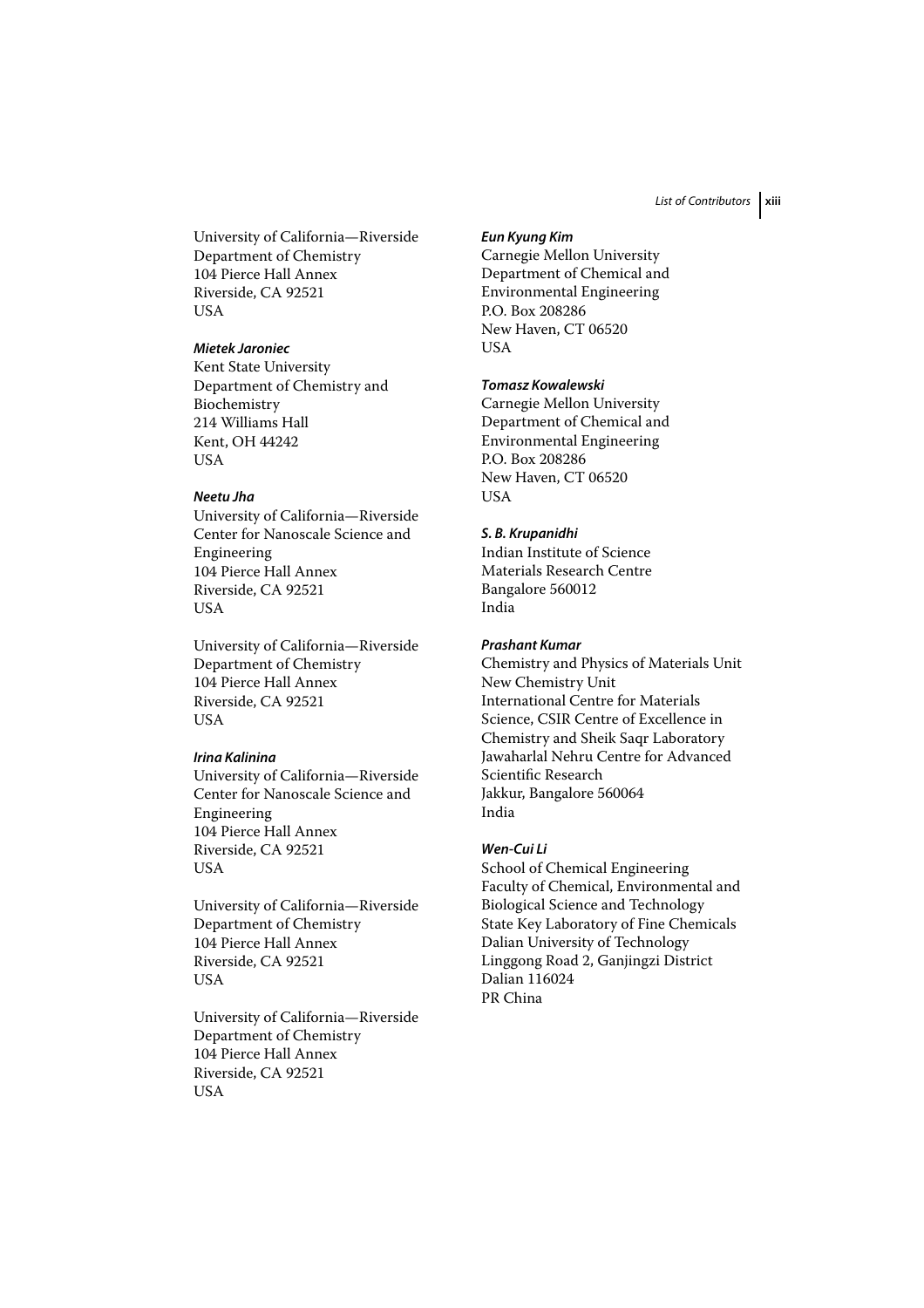University of California—Riverside
Department of Chemistry
104 Pierce Hall Annex
Riverside, CA 92521
USA

***Mietek Jaroniec***
Kent State University
Department of Chemistry and Biochemistry
214 Williams Hall
Kent, OH 44242
USA

***Neetu Jha***
University of California—Riverside
Center for Nanoscale Science and Engineering
104 Pierce Hall Annex
Riverside, CA 92521
USA

University of California—Riverside
Department of Chemistry
104 Pierce Hall Annex
Riverside, CA 92521
USA

***Irina Kalinina***
University of California—Riverside
Center for Nanoscale Science and Engineering
104 Pierce Hall Annex
Riverside, CA 92521
USA

University of California—Riverside
Department of Chemistry
104 Pierce Hall Annex
Riverside, CA 92521
USA

University of California—Riverside
Department of Chemistry
104 Pierce Hall Annex
Riverside, CA 92521
USA

***Eun Kyung Kim***
Carnegie Mellon University
Department of Chemical and Environmental Engineering
P.O. Box 208286
New Haven, CT 06520
USA

***Tomasz Kowalewski***
Carnegie Mellon University
Department of Chemical and Environmental Engineering
P.O. Box 208286
New Haven, CT 06520
USA

***S. B. Krupanidhi***
Indian Institute of Science
Materials Research Centre
Bangalore 560012
India

***Prashant Kumar***
Chemistry and Physics of Materials Unit
New Chemistry Unit
International Centre for Materials Science, CSIR Centre of Excellence in Chemistry and Sheik Saqr Laboratory
Jawaharlal Nehru Centre for Advanced Scientific Research
Jakkur, Bangalore 560064
India

***Wen-Cui Li***
School of Chemical Engineering
Faculty of Chemical, Environmental and Biological Science and Technology
State Key Laboratory of Fine Chemicals
Dalian University of Technology
Linggong Road 2, Ganjingzi District
Dalian 116024
PR China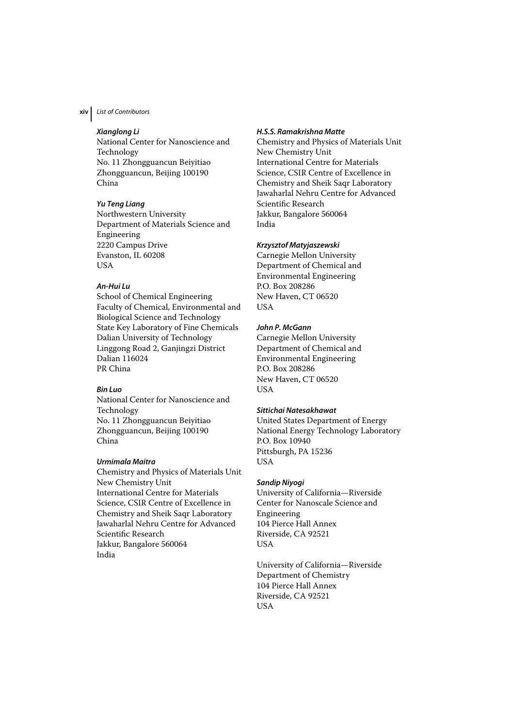*Xianglong Li*
National Center for Nanoscience and Technology
No. 11 Zhongguancun Beiyitiao
Zhongguancun, Beijing 100190
China

*Yu Teng Liang*
Northwestern University
Department of Materials Science and Engineering
2220 Campus Drive
Evanston, IL 60208
USA

*An-Hui Lu*
School of Chemical Engineering
Faculty of Chemical, Environmental and Biological Science and Technology
State Key Laboratory of Fine Chemicals
Dalian University of Technology
Linggong Road 2, Ganjingzi District
Dalian 116024
PR China

*Bin Luo*
National Center for Nanoscience and Technology
No. 11 Zhongguancun Beiyitiao
Zhongguancun, Beijing 100190
China

*Urmimala Maitra*
Chemistry and Physics of Materials Unit
New Chemistry Unit
International Centre for Materials Science, CSIR Centre of Excellence in Chemistry and Sheik Saqr Laboratory
Jawaharlal Nehru Centre for Advanced Scientific Research
Jakkur, Bangalore 560064
India

*H.S.S. Ramakrishna Matte*
Chemistry and Physics of Materials Unit
New Chemistry Unit
International Centre for Materials Science, CSIR Centre of Excellence in Chemistry and Sheik Saqr Laboratory
Jawaharlal Nehru Centre for Advanced Scientific Research
Jakkur, Bangalore 560064
India

*Krzysztof Matyjaszewski*
Carnegie Mellon University
Department of Chemical and Environmental Engineering
P.O. Box 208286
New Haven, CT 06520
USA

*John P. McGann*
Carnegie Mellon University
Department of Chemical and Environmental Engineering
P.O. Box 208286
New Haven, CT 06520
USA

*Sittichai Natesakhawat*
United States Department of Energy
National Energy Technology Laboratory
P.O. Box 10940
Pittsburgh, PA 15236
USA

*Sandip Niyogi*
University of California—Riverside
Center for Nanoscale Science and Engineering
104 Pierce Hall Annex
Riverside, CA 92521
USA

University of California—Riverside
Department of Chemistry
104 Pierce Hall Annex
Riverside, CA 92521
USA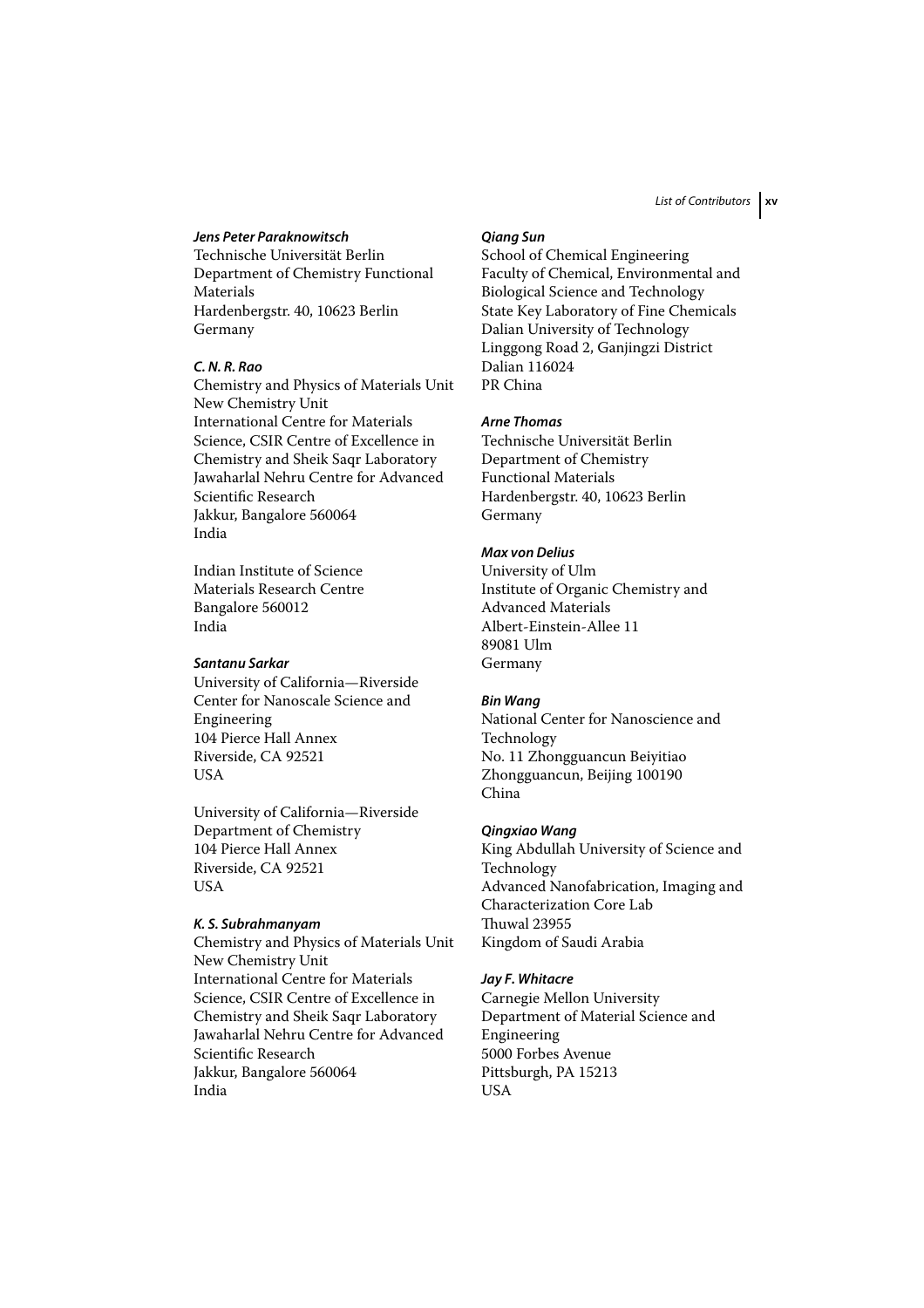***Jens Peter Paraknowitsch***
Technische Universität Berlin
Department of Chemistry Functional Materials
Hardenbergstr. 40, 10623 Berlin
Germany

***C. N. R. Rao***
Chemistry and Physics of Materials Unit
New Chemistry Unit
International Centre for Materials Science, CSIR Centre of Excellence in Chemistry and Sheik Saqr Laboratory
Jawaharlal Nehru Centre for Advanced Scientific Research
Jakkur, Bangalore 560064
India

Indian Institute of Science
Materials Research Centre
Bangalore 560012
India

***Santanu Sarkar***
University of California—Riverside
Center for Nanoscale Science and Engineering
104 Pierce Hall Annex
Riverside, CA 92521
USA

University of California—Riverside
Department of Chemistry
104 Pierce Hall Annex
Riverside, CA 92521
USA

***K. S. Subrahmanyam***
Chemistry and Physics of Materials Unit
New Chemistry Unit
International Centre for Materials Science, CSIR Centre of Excellence in Chemistry and Sheik Saqr Laboratory
Jawaharlal Nehru Centre for Advanced Scientific Research
Jakkur, Bangalore 560064
India

***Qiang Sun***
School of Chemical Engineering
Faculty of Chemical, Environmental and Biological Science and Technology
State Key Laboratory of Fine Chemicals
Dalian University of Technology
Linggong Road 2, Ganjingzi District
Dalian 116024
PR China

***Arne Thomas***
Technische Universität Berlin
Department of Chemistry
Functional Materials
Hardenbergstr. 40, 10623 Berlin
Germany

***Max von Delius***
University of Ulm
Institute of Organic Chemistry and Advanced Materials
Albert-Einstein-Allee 11
89081 Ulm
Germany

***Bin Wang***
National Center for Nanoscience and Technology
No. 11 Zhongguancun Beiyitiao
Zhongguancun, Beijing 100190
China

***Qingxiao Wang***
King Abdullah University of Science and Technology
Advanced Nanofabrication, Imaging and Characterization Core Lab
Thuwal 23955
Kingdom of Saudi Arabia

***Jay F. Whitacre***
Carnegie Mellon University
Department of Material Science and Engineering
5000 Forbes Avenue
Pittsburgh, PA 15213
USA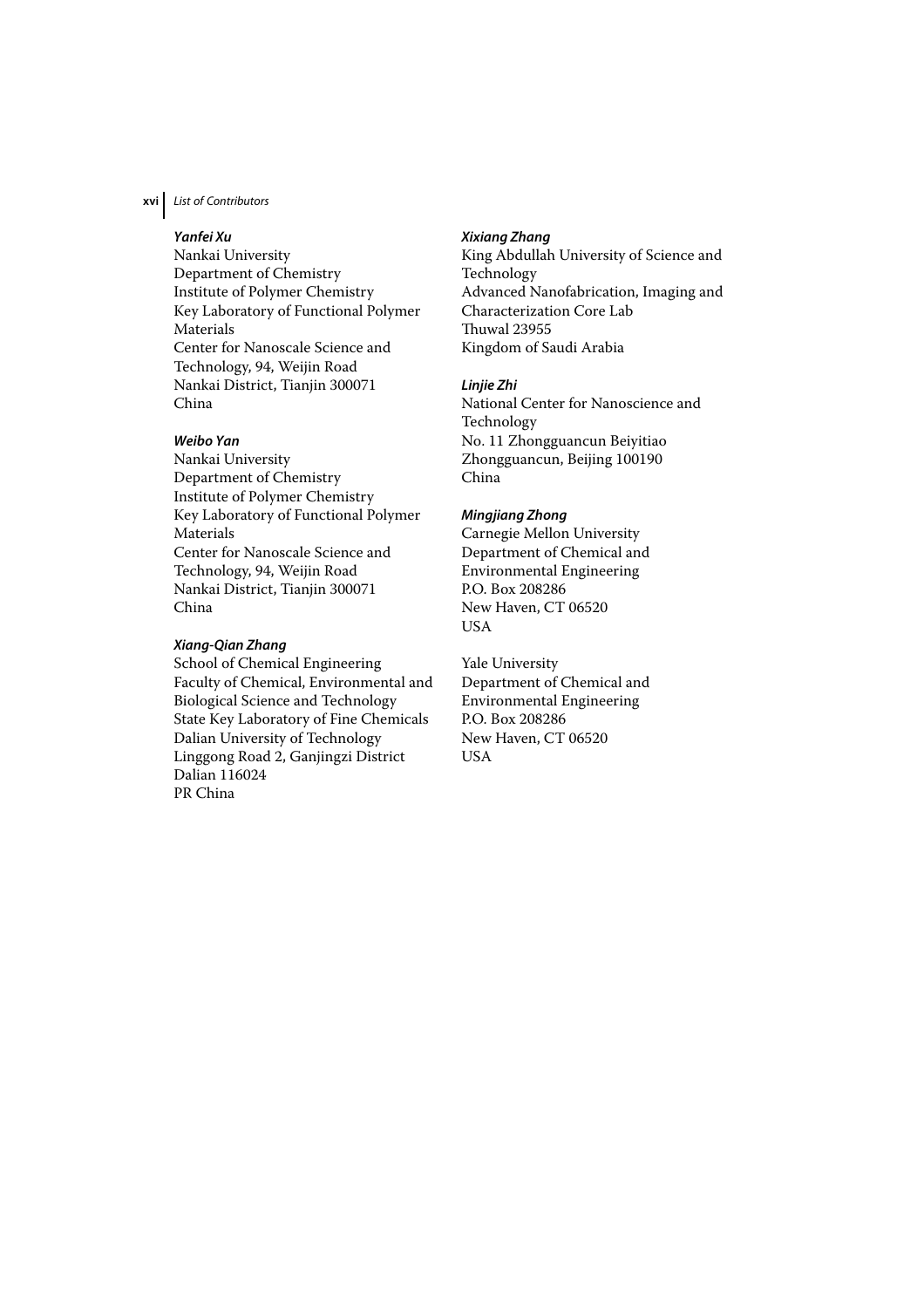***Yanfei Xu***
Nankai University
Department of Chemistry
Institute of Polymer Chemistry
Key Laboratory of Functional Polymer Materials
Center for Nanoscale Science and Technology, 94, Weijin Road
Nankai District, Tianjin 300071
China

***Weibo Yan***
Nankai University
Department of Chemistry
Institute of Polymer Chemistry
Key Laboratory of Functional Polymer Materials
Center for Nanoscale Science and Technology, 94, Weijin Road
Nankai District, Tianjin 300071
China

***Xiang-Qian Zhang***
School of Chemical Engineering
Faculty of Chemical, Environmental and Biological Science and Technology
State Key Laboratory of Fine Chemicals
Dalian University of Technology
Linggong Road 2, Ganjingzi District
Dalian 116024
PR China

***Xixiang Zhang***
King Abdullah University of Science and Technology
Advanced Nanofabrication, Imaging and Characterization Core Lab
Thuwal 23955
Kingdom of Saudi Arabia

***Linjie Zhi***
National Center for Nanoscience and Technology
No. 11 Zhongguancun Beiyitiao
Zhongguancun, Beijing 100190
China

***Mingjiang Zhong***
Carnegie Mellon University
Department of Chemical and Environmental Engineering
P.O. Box 208286
New Haven, CT 06520
USA

Yale University
Department of Chemical and Environmental Engineering
P.O. Box 208286
New Haven, CT 06520
USA